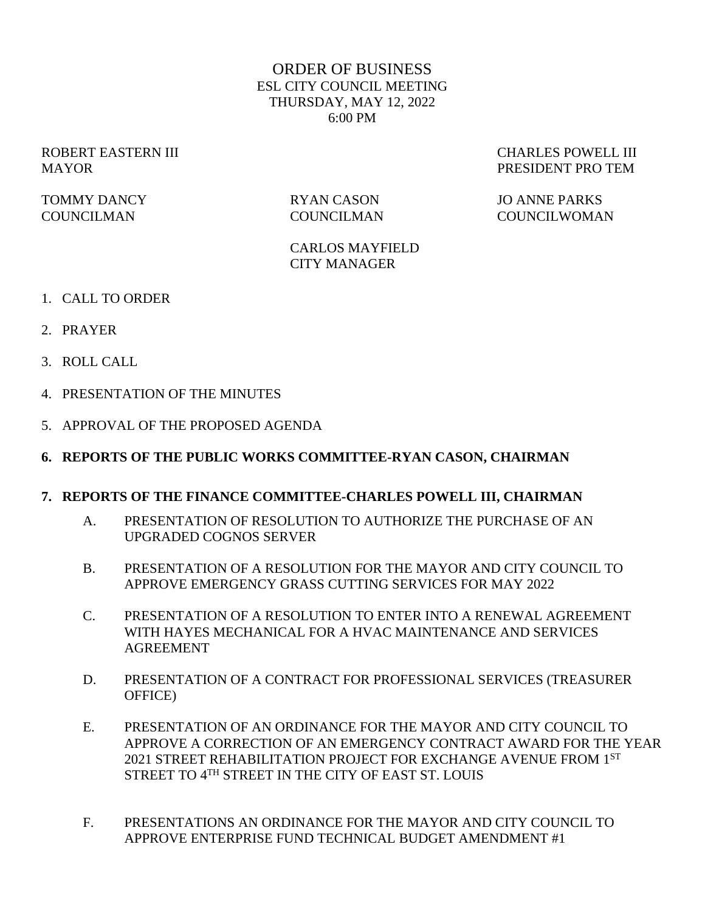# ORDER OF BUSINESS

ESL CITY COUNCIL MEETING
THURSDAY, MAY 12, 2022
6:00 PM

ROBERT EASTERN III
MAYOR

CHARLES POWELL III
PRESIDENT PRO TEM

TOMMY DANCY
COUNCILMAN

RYAN CASON
COUNCILMAN

JO ANNE PARKS
COUNCILWOMAN

CARLOS MAYFIELD
CITY MANAGER

1. CALL TO ORDER
2. PRAYER
3. ROLL CALL
4. PRESENTATION OF THE MINUTES
5. APPROVAL OF THE PROPOSED AGENDA
6. **REPORTS OF THE PUBLIC WORKS COMMITTEE-RYAN CASON, CHAIRMAN**
7. **REPORTS OF THE FINANCE COMMITTEE-CHARLES POWELL III, CHAIRMAN**

   A. PRESENTATION OF RESOLUTION TO AUTHORIZE THE PURCHASE OF AN UPGRADED COGNOS SERVER

   B. PRESENTATION OF A RESOLUTION FOR THE MAYOR AND CITY COUNCIL TO APPROVE EMERGENCY GRASS CUTTING SERVICES FOR MAY 2022

   C. PRESENTATION OF A RESOLUTION TO ENTER INTO A RENEWAL AGREEMENT WITH HAYES MECHANICAL FOR A HVAC MAINTENANCE AND SERVICES AGREEMENT

   D. PRESENTATION OF A CONTRACT FOR PROFESSIONAL SERVICES (TREASURER OFFICE)

   E. PRESENTATION OF AN ORDINANCE FOR THE MAYOR AND CITY COUNCIL TO APPROVE A CORRECTION OF AN EMERGENCY CONTRACT AWARD FOR THE YEAR 2021 STREET REHABILITATION PROJECT FOR EXCHANGE AVENUE FROM 1ST STREET TO 4TH STREET IN THE CITY OF EAST ST. LOUIS

   F. PRESENTATIONS AN ORDINANCE FOR THE MAYOR AND CITY COUNCIL TO APPROVE ENTERPRISE FUND TECHNICAL BUDGET AMENDMENT #1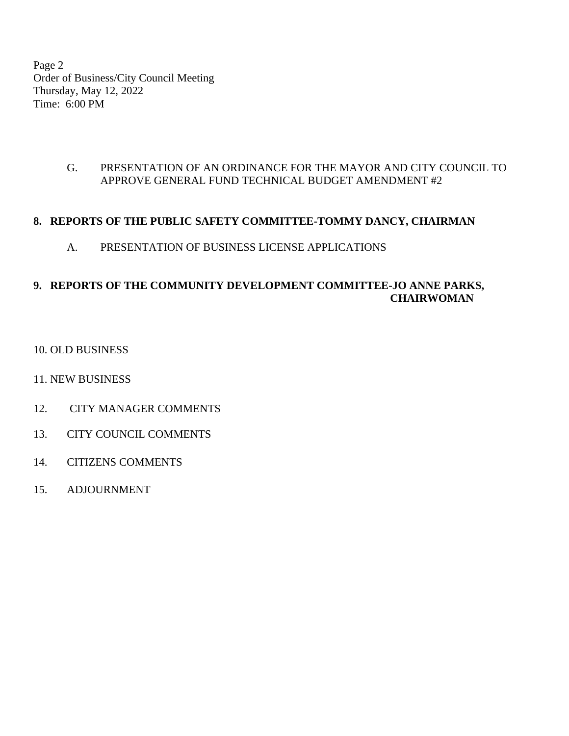G. PRESENTATION OF AN ORDINANCE FOR THE MAYOR AND CITY COUNCIL TO APPROVE GENERAL FUND TECHNICAL BUDGET AMENDMENT #2

**8. REPORTS OF THE PUBLIC SAFETY COMMITTEE-TOMMY DANCY, CHAIRMAN**

A. PRESENTATION OF BUSINESS LICENSE APPLICATIONS

**9. REPORTS OF THE COMMUNITY DEVELOPMENT COMMITTEE-JO ANNE PARKS, CHAIRWOMAN**

10. OLD BUSINESS

11. NEW BUSINESS

12. CITY MANAGER COMMENTS

13. CITY COUNCIL COMMENTS

14. CITIZENS COMMENTS

15. ADJOURNMENT